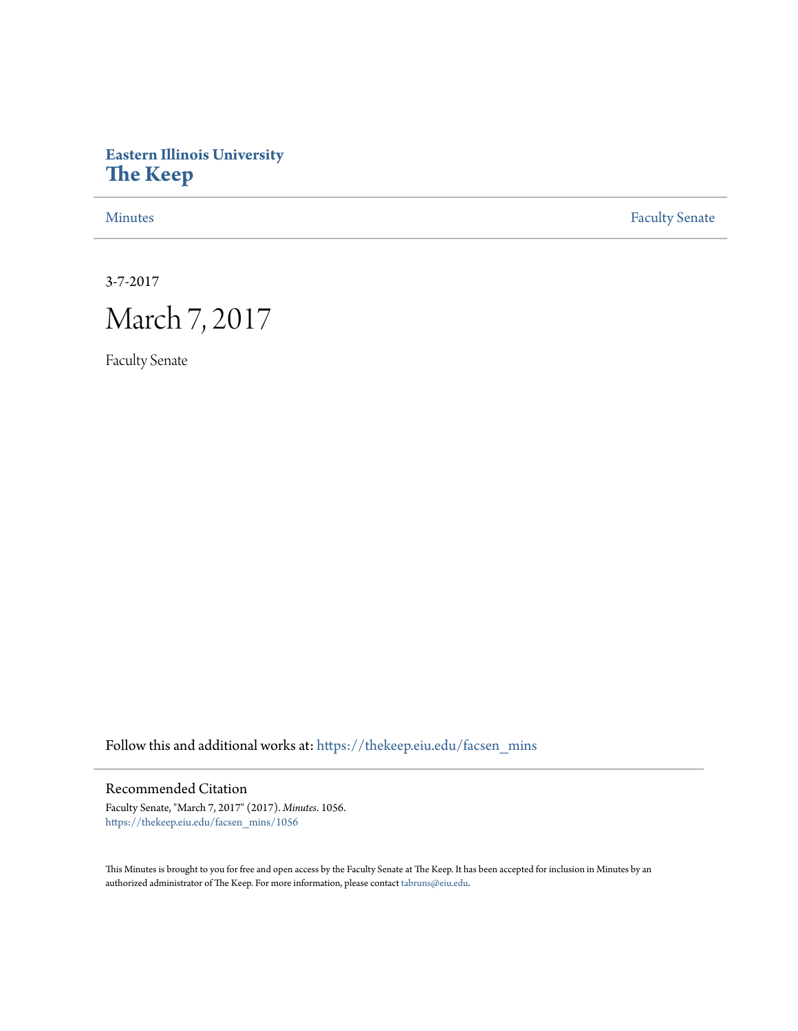**Eastern Illinois University**
# The Keep

Minutes | Faculty Senate

3-7-2017

# March 7, 2017

Faculty Senate

Follow this and additional works at: https://thekeep.eiu.edu/facsen_mins

## Recommended Citation

Faculty Senate, "March 7, 2017" (2017). *Minutes*. 1056.
https://thekeep.eiu.edu/facsen_mins/1056

This Minutes is brought to you for free and open access by the Faculty Senate at The Keep. It has been accepted for inclusion in Minutes by an authorized administrator of The Keep. For more information, please contact tabruns@eiu.edu.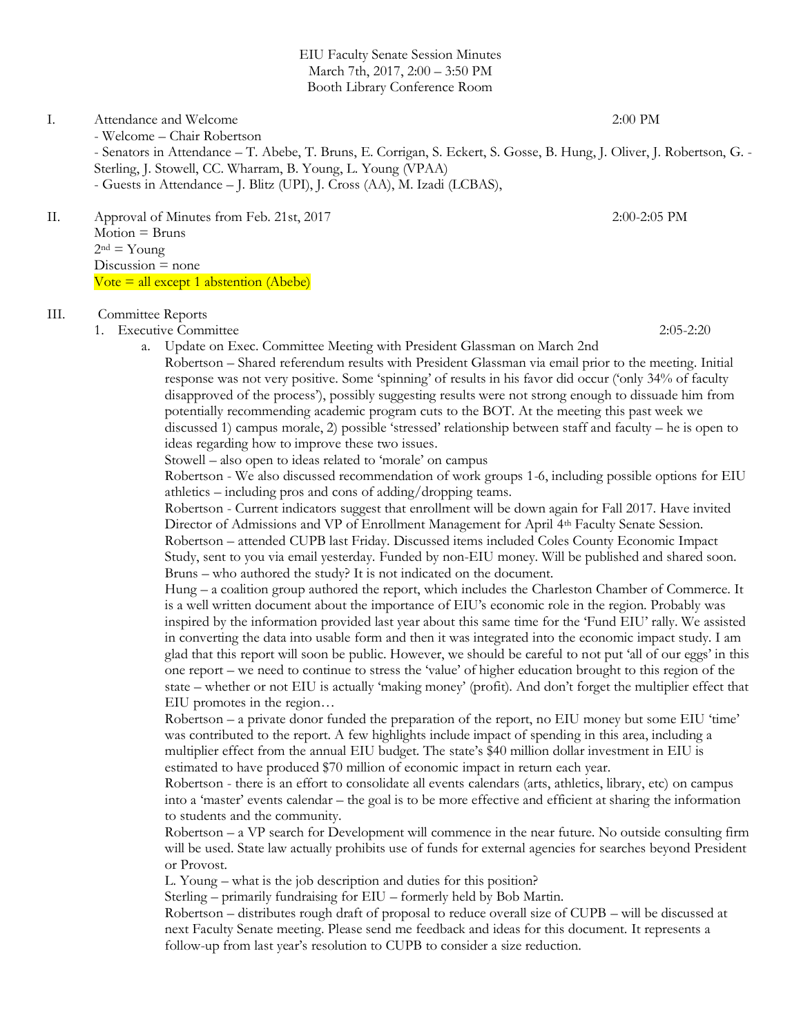EIU Faculty Senate Session Minutes
March 7th, 2017, 2:00 – 3:50 PM
Booth Library Conference Room

I. Attendance and Welcome 2:00 PM
- Welcome – Chair Robertson
- Senators in Attendance – T. Abebe, T. Bruns, E. Corrigan, S. Eckert, S. Gosse, B. Hung, J. Oliver, J. Robertson, G. - Sterling, J. Stowell, CC. Wharram, B. Young, L. Young (VPAA)
- Guests in Attendance – J. Blitz (UPI), J. Cross (AA), M. Izadi (LCBAS),

II. Approval of Minutes from Feb. 21st, 2017 2:00-2:05 PM
Motion = Bruns
2nd = Young
Discussion = none
Vote = all except 1 abstention (Abebe)

III. Committee Reports
1. Executive Committee 2:05-2:20
   a. Update on Exec. Committee Meeting with President Glassman on March 2nd
   Robertson – Shared referendum results with President Glassman via email prior to the meeting. Initial response was not very positive. Some 'spinning' of results in his favor did occur ('only 34% of faculty disapproved of the process'), possibly suggesting results were not strong enough to dissuade him from potentially recommending academic program cuts to the BOT. At the meeting this past week we discussed 1) campus morale, 2) possible 'stressed' relationship between staff and faculty – he is open to ideas regarding how to improve these two issues.
   Stowell – also open to ideas related to 'morale' on campus
   Robertson - We also discussed recommendation of work groups 1-6, including possible options for EIU athletics – including pros and cons of adding/dropping teams.
   Robertson - Current indicators suggest that enrollment will be down again for Fall 2017. Have invited Director of Admissions and VP of Enrollment Management for April 4th Faculty Senate Session.
   Robertson – attended CUPB last Friday. Discussed items included Coles County Economic Impact Study, sent to you via email yesterday. Funded by non-EIU money. Will be published and shared soon.
   Bruns – who authored the study? It is not indicated on the document.
   Hung – a coalition group authored the report, which includes the Charleston Chamber of Commerce. It is a well written document about the importance of EIU's economic role in the region. Probably was inspired by the information provided last year about this same time for the 'Fund EIU' rally. We assisted in converting the data into usable form and then it was integrated into the economic impact study. I am glad that this report will soon be public. However, we should be careful to not put 'all of our eggs' in this one report – we need to continue to stress the 'value' of higher education brought to this region of the state – whether or not EIU is actually 'making money' (profit). And don't forget the multiplier effect that EIU promotes in the region…
   Robertson – a private donor funded the preparation of the report, no EIU money but some EIU 'time' was contributed to the report. A few highlights include impact of spending in this area, including a multiplier effect from the annual EIU budget. The state's $40 million dollar investment in EIU is estimated to have produced $70 million of economic impact in return each year.
   Robertson - there is an effort to consolidate all events calendars (arts, athletics, library, etc) on campus into a 'master' events calendar – the goal is to be more effective and efficient at sharing the information to students and the community.
   Robertson – a VP search for Development will commence in the near future. No outside consulting firm will be used. State law actually prohibits use of funds for external agencies for searches beyond President or Provost.
   L. Young – what is the job description and duties for this position?
   Sterling – primarily fundraising for EIU – formerly held by Bob Martin.
   Robertson – distributes rough draft of proposal to reduce overall size of CUPB – will be discussed at next Faculty Senate meeting. Please send me feedback and ideas for this document. It represents a follow-up from last year's resolution to CUPB to consider a size reduction.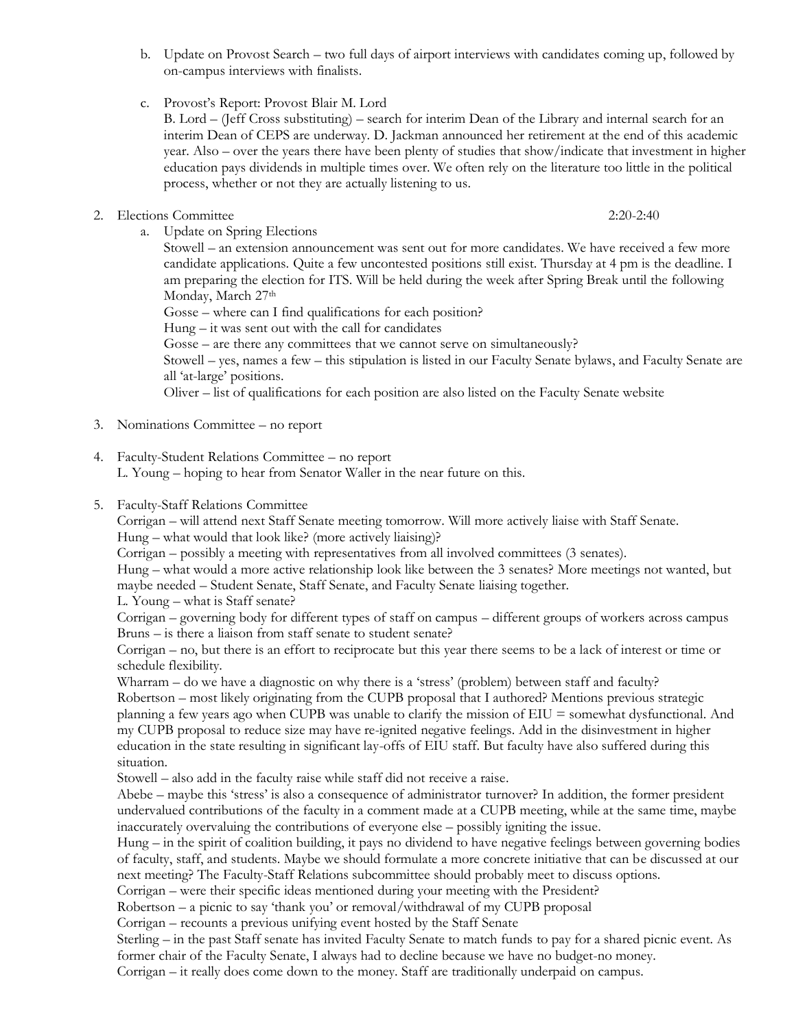b. Update on Provost Search – two full days of airport interviews with candidates coming up, followed by on-campus interviews with finalists.

c. Provost's Report: Provost Blair M. Lord
B. Lord – (Jeff Cross substituting) – search for interim Dean of the Library and internal search for an interim Dean of CEPS are underway. D. Jackman announced her retirement at the end of this academic year. Also – over the years there have been plenty of studies that show/indicate that investment in higher education pays dividends in multiple times over. We often rely on the literature too little in the political process, whether or not they are actually listening to us.

2. Elections Committee 2:20-2:40
   a. Update on Spring Elections
   Stowell – an extension announcement was sent out for more candidates. We have received a few more candidate applications. Quite a few uncontested positions still exist. Thursday at 4 pm is the deadline. I am preparing the election for ITS. Will be held during the week after Spring Break until the following Monday, March 27th
   Gosse – where can I find qualifications for each position?
   Hung – it was sent out with the call for candidates
   Gosse – are there any committees that we cannot serve on simultaneously?
   Stowell – yes, names a few – this stipulation is listed in our Faculty Senate bylaws, and Faculty Senate are all 'at-large' positions.
   Oliver – list of qualifications for each position are also listed on the Faculty Senate website

3. Nominations Committee – no report

4. Faculty-Student Relations Committee – no report
L. Young – hoping to hear from Senator Waller in the near future on this.

5. Faculty-Staff Relations Committee
Corrigan – will attend next Staff Senate meeting tomorrow. Will more actively liaise with Staff Senate.
Hung – what would that look like? (more actively liaising)?
Corrigan – possibly a meeting with representatives from all involved committees (3 senates).
Hung – what would a more active relationship look like between the 3 senates? More meetings not wanted, but maybe needed – Student Senate, Staff Senate, and Faculty Senate liaising together.
L. Young – what is Staff senate?
Corrigan – governing body for different types of staff on campus – different groups of workers across campus
Bruns – is there a liaison from staff senate to student senate?
Corrigan – no, but there is an effort to reciprocate but this year there seems to be a lack of interest or time or schedule flexibility.
Wharram – do we have a diagnostic on why there is a 'stress' (problem) between staff and faculty?
Robertson – most likely originating from the CUPB proposal that I authored? Mentions previous strategic planning a few years ago when CUPB was unable to clarify the mission of EIU = somewhat dysfunctional. And my CUPB proposal to reduce size may have re-ignited negative feelings. Add in the disinvestment in higher education in the state resulting in significant lay-offs of EIU staff. But faculty have also suffered during this situation.
Stowell – also add in the faculty raise while staff did not receive a raise.
Abebe – maybe this 'stress' is also a consequence of administrator turnover? In addition, the former president undervalued contributions of the faculty in a comment made at a CUPB meeting, while at the same time, maybe inaccurately overvaluing the contributions of everyone else – possibly igniting the issue.
Hung – in the spirit of coalition building, it pays no dividend to have negative feelings between governing bodies of faculty, staff, and students. Maybe we should formulate a more concrete initiative that can be discussed at our next meeting? The Faculty-Staff Relations subcommittee should probably meet to discuss options.
Corrigan – were their specific ideas mentioned during your meeting with the President?
Robertson – a picnic to say 'thank you' or removal/withdrawal of my CUPB proposal
Corrigan – recounts a previous unifying event hosted by the Staff Senate
Sterling – in the past Staff senate has invited Faculty Senate to match funds to pay for a shared picnic event. As former chair of the Faculty Senate, I always had to decline because we have no budget-no money.
Corrigan – it really does come down to the money. Staff are traditionally underpaid on campus.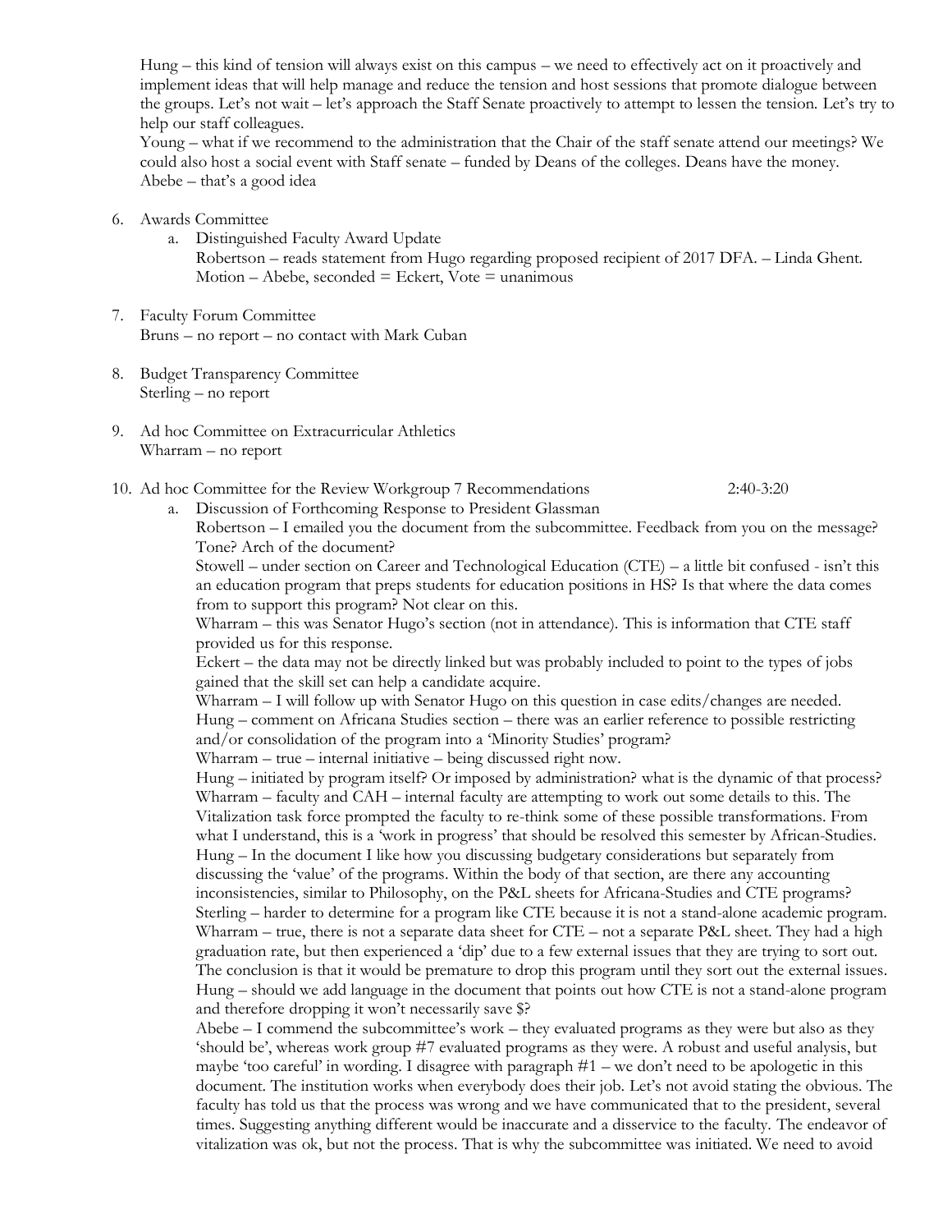Hung – this kind of tension will always exist on this campus – we need to effectively act on it proactively and implement ideas that will help manage and reduce the tension and host sessions that promote dialogue between the groups. Let's not wait – let's approach the Staff Senate proactively to attempt to lessen the tension. Let's try to help our staff colleagues.

Young – what if we recommend to the administration that the Chair of the staff senate attend our meetings? We could also host a social event with Staff senate – funded by Deans of the colleges. Deans have the money.

Abebe – that's a good idea

6. Awards Committee
   a. Distinguished Faculty Award Update
      Robertson – reads statement from Hugo regarding proposed recipient of 2017 DFA. – Linda Ghent.
      Motion – Abebe, seconded = Eckert, Vote = unanimous

7. Faculty Forum Committee
   Bruns – no report – no contact with Mark Cuban

8. Budget Transparency Committee
   Sterling – no report

9. Ad hoc Committee on Extracurricular Athletics
   Wharram – no report

10. Ad hoc Committee for the Review Workgroup 7 Recommendations 2:40-3:20
    a. Discussion of Forthcoming Response to President Glassman

       Robertson – I emailed you the document from the subcommittee. Feedback from you on the message? Tone? Arch of the document?

       Stowell – under section on Career and Technological Education (CTE) – a little bit confused - isn't this an education program that preps students for education positions in HS? Is that where the data comes from to support this program? Not clear on this.

       Wharram – this was Senator Hugo's section (not in attendance). This is information that CTE staff provided us for this response.

       Eckert – the data may not be directly linked but was probably included to point to the types of jobs gained that the skill set can help a candidate acquire.

       Wharram – I will follow up with Senator Hugo on this question in case edits/changes are needed.

       Hung – comment on Africana Studies section – there was an earlier reference to possible restricting and/or consolidation of the program into a 'Minority Studies' program?

       Wharram – true – internal initiative – being discussed right now.

       Hung – initiated by program itself? Or imposed by administration? what is the dynamic of that process?

       Wharram – faculty and CAH – internal faculty are attempting to work out some details to this. The Vitalization task force prompted the faculty to re-think some of these possible transformations. From what I understand, this is a 'work in progress' that should be resolved this semester by African-Studies.

       Hung – In the document I like how you discussing budgetary considerations but separately from discussing the 'value' of the programs. Within the body of that section, are there any accounting inconsistencies, similar to Philosophy, on the P&L sheets for Africana-Studies and CTE programs?

       Sterling – harder to determine for a program like CTE because it is not a stand-alone academic program.

       Wharram – true, there is not a separate data sheet for CTE – not a separate P&L sheet. They had a high graduation rate, but then experienced a 'dip' due to a few external issues that they are trying to sort out. The conclusion is that it would be premature to drop this program until they sort out the external issues.

       Hung – should we add language in the document that points out how CTE is not a stand-alone program and therefore dropping it won't necessarily save $?

       Abebe – I commend the subcommittee's work – they evaluated programs as they were but also as they 'should be', whereas work group #7 evaluated programs as they were. A robust and useful analysis, but maybe 'too careful' in wording. I disagree with paragraph #1 – we don't need to be apologetic in this document. The institution works when everybody does their job. Let's not avoid stating the obvious. The faculty has told us that the process was wrong and we have communicated that to the president, several times. Suggesting anything different would be inaccurate and a disservice to the faculty. The endeavor of vitalization was ok, but not the process. That is why the subcommittee was initiated. We need to avoid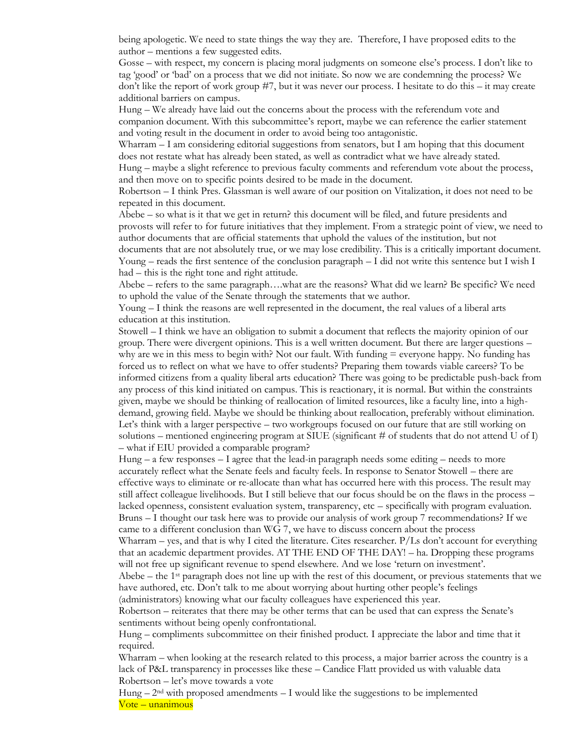being apologetic. We need to state things the way they are. Therefore, I have proposed edits to the author – mentions a few suggested edits.

Gosse – with respect, my concern is placing moral judgments on someone else's process. I don't like to tag 'good' or 'bad' on a process that we did not initiate. So now we are condemning the process? We don't like the report of work group #7, but it was never our process. I hesitate to do this – it may create additional barriers on campus.

Hung – We already have laid out the concerns about the process with the referendum vote and companion document. With this subcommittee's report, maybe we can reference the earlier statement and voting result in the document in order to avoid being too antagonistic.

Wharram – I am considering editorial suggestions from senators, but I am hoping that this document does not restate what has already been stated, as well as contradict what we have already stated.

Hung – maybe a slight reference to previous faculty comments and referendum vote about the process, and then move on to specific points desired to be made in the document.

Robertson – I think Pres. Glassman is well aware of our position on Vitalization, it does not need to be repeated in this document.

Abebe – so what is it that we get in return? this document will be filed, and future presidents and provosts will refer to for future initiatives that they implement. From a strategic point of view, we need to author documents that are official statements that uphold the values of the institution, but not documents that are not absolutely true, or we may lose credibility. This is a critically important document.

Young – reads the first sentence of the conclusion paragraph – I did not write this sentence but I wish I had – this is the right tone and right attitude.

Abebe – refers to the same paragraph….what are the reasons? What did we learn? Be specific? We need to uphold the value of the Senate through the statements that we author.

Young – I think the reasons are well represented in the document, the real values of a liberal arts education at this institution.

Stowell – I think we have an obligation to submit a document that reflects the majority opinion of our group. There were divergent opinions. This is a well written document. But there are larger questions – why are we in this mess to begin with? Not our fault. With funding = everyone happy. No funding has forced us to reflect on what we have to offer students? Preparing them towards viable careers? To be informed citizens from a quality liberal arts education? There was going to be predictable push-back from any process of this kind initiated on campus. This is reactionary, it is normal. But within the constraints given, maybe we should be thinking of reallocation of limited resources, like a faculty line, into a high-demand, growing field. Maybe we should be thinking about reallocation, preferably without elimination. Let's think with a larger perspective – two workgroups focused on our future that are still working on solutions – mentioned engineering program at SIUE (significant # of students that do not attend U of I) – what if EIU provided a comparable program?

Hung – a few responses – I agree that the lead-in paragraph needs some editing – needs to more accurately reflect what the Senate feels and faculty feels. In response to Senator Stowell – there are effective ways to eliminate or re-allocate than what has occurred here with this process. The result may still affect colleague livelihoods. But I still believe that our focus should be on the flaws in the process – lacked openness, consistent evaluation system, transparency, etc – specifically with program evaluation.

Bruns – I thought our task here was to provide our analysis of work group 7 recommendations? If we came to a different conclusion than WG 7, we have to discuss concern about the process

Wharram – yes, and that is why I cited the literature. Cites researcher. P/Ls don't account for everything that an academic department provides. AT THE END OF THE DAY! – ha. Dropping these programs will not free up significant revenue to spend elsewhere. And we lose 'return on investment'.

Abebe – the 1st paragraph does not line up with the rest of this document, or previous statements that we have authored, etc. Don't talk to me about worrying about hurting other people's feelings (administrators) knowing what our faculty colleagues have experienced this year.

Robertson – reiterates that there may be other terms that can be used that can express the Senate's sentiments without being openly confrontational.

Hung – compliments subcommittee on their finished product. I appreciate the labor and time that it required.

Wharram – when looking at the research related to this process, a major barrier across the country is a lack of P&L transparency in processes like these – Candice Flatt provided us with valuable data

Robertson – let's move towards a vote

Hung – 2nd with proposed amendments – I would like the suggestions to be implemented

Vote – unanimous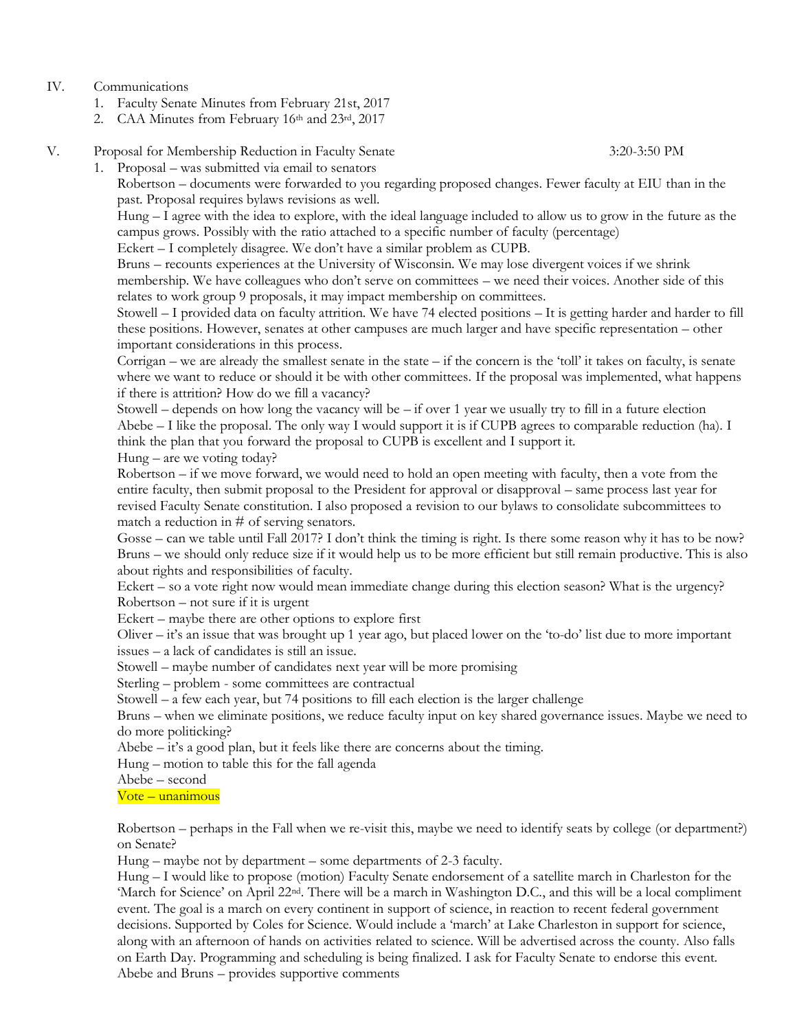IV. Communications
   1. Faculty Senate Minutes from February 21st, 2017
   2. CAA Minutes from February 16th and 23rd, 2017

V. Proposal for Membership Reduction in Faculty Senate 3:20-3:50 PM
   1. Proposal – was submitted via email to senators

      Robertson – documents were forwarded to you regarding proposed changes. Fewer faculty at EIU than in the past. Proposal requires bylaws revisions as well.

      Hung – I agree with the idea to explore, with the ideal language included to allow us to grow in the future as the campus grows. Possibly with the ratio attached to a specific number of faculty (percentage)

      Eckert – I completely disagree. We don't have a similar problem as CUPB.

      Bruns – recounts experiences at the University of Wisconsin. We may lose divergent voices if we shrink membership. We have colleagues who don't serve on committees – we need their voices. Another side of this relates to work group 9 proposals, it may impact membership on committees.

      Stowell – I provided data on faculty attrition. We have 74 elected positions – It is getting harder and harder to fill these positions. However, senates at other campuses are much larger and have specific representation – other important considerations in this process.

      Corrigan – we are already the smallest senate in the state – if the concern is the 'toll' it takes on faculty, is senate where we want to reduce or should it be with other committees. If the proposal was implemented, what happens if there is attrition? How do we fill a vacancy?

      Stowell – depends on how long the vacancy will be – if over 1 year we usually try to fill in a future election

      Abebe – I like the proposal. The only way I would support it is if CUPB agrees to comparable reduction (ha). I think the plan that you forward the proposal to CUPB is excellent and I support it.

      Hung – are we voting today?

      Robertson – if we move forward, we would need to hold an open meeting with faculty, then a vote from the entire faculty, then submit proposal to the President for approval or disapproval – same process last year for revised Faculty Senate constitution. I also proposed a revision to our bylaws to consolidate subcommittees to match a reduction in # of serving senators.

      Gosse – can we table until Fall 2017? I don't think the timing is right. Is there some reason why it has to be now?

      Bruns – we should only reduce size if it would help us to be more efficient but still remain productive. This is also about rights and responsibilities of faculty.

      Eckert – so a vote right now would mean immediate change during this election season? What is the urgency?

      Robertson – not sure if it is urgent

      Eckert – maybe there are other options to explore first

      Oliver – it's an issue that was brought up 1 year ago, but placed lower on the 'to-do' list due to more important issues – a lack of candidates is still an issue.

      Stowell – maybe number of candidates next year will be more promising

      Sterling – problem - some committees are contractual

      Stowell – a few each year, but 74 positions to fill each election is the larger challenge

      Bruns – when we eliminate positions, we reduce faculty input on key shared governance issues. Maybe we need to do more politicking?

      Abebe – it's a good plan, but it feels like there are concerns about the timing.

      Hung – motion to table this for the fall agenda

      Abebe – second

      Vote – unanimous

      Robertson – perhaps in the Fall when we re-visit this, maybe we need to identify seats by college (or department?) on Senate?

      Hung – maybe not by department – some departments of 2-3 faculty.

      Hung – I would like to propose (motion) Faculty Senate endorsement of a satellite march in Charleston for the 'March for Science' on April 22nd. There will be a march in Washington D.C., and this will be a local compliment event. The goal is a march on every continent in support of science, in reaction to recent federal government decisions. Supported by Coles for Science. Would include a 'march' at Lake Charleston in support for science, along with an afternoon of hands on activities related to science. Will be advertised across the county. Also falls on Earth Day. Programming and scheduling is being finalized. I ask for Faculty Senate to endorse this event.

      Abebe and Bruns – provides supportive comments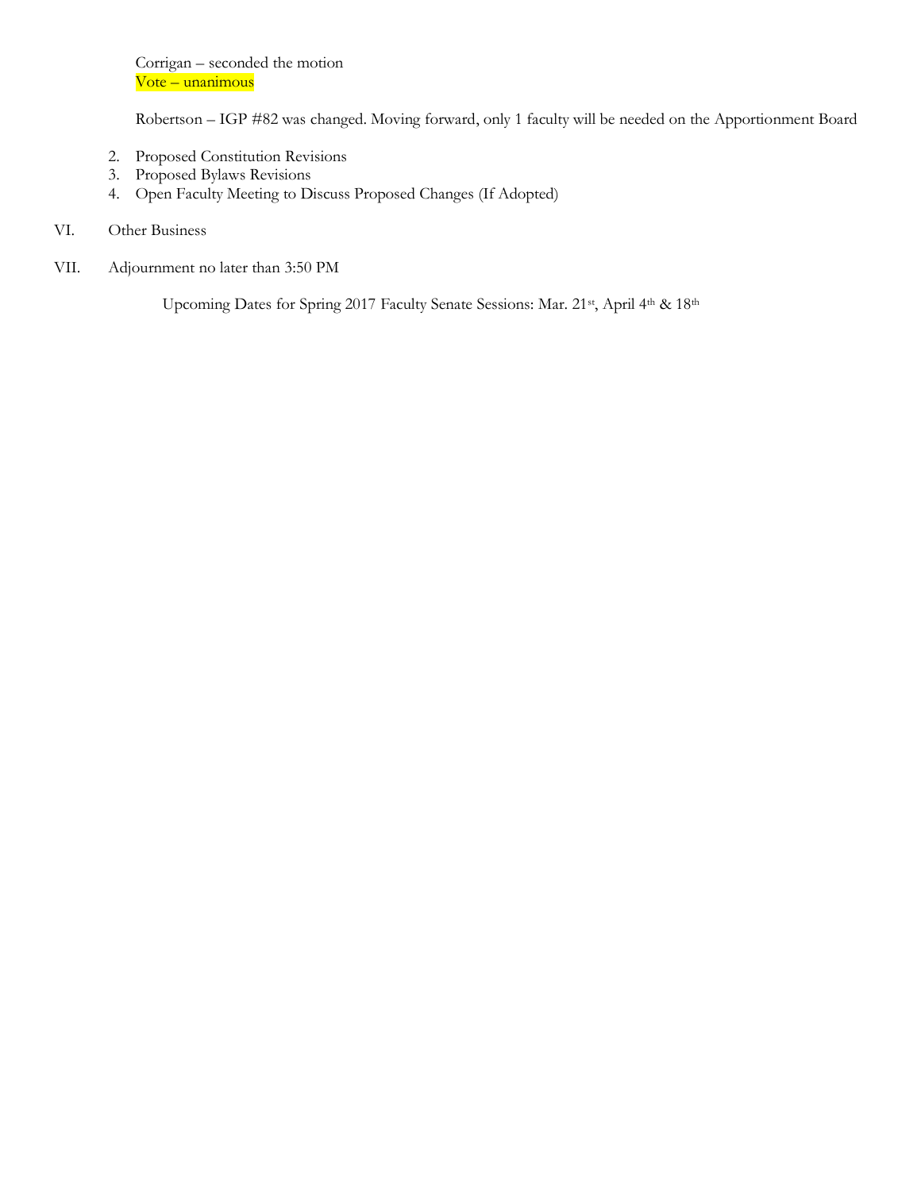Corrigan – seconded the motion
Vote – unanimous

Robertson – IGP #82 was changed. Moving forward, only 1 faculty will be needed on the Apportionment Board

2. Proposed Constitution Revisions
3. Proposed Bylaws Revisions
4. Open Faculty Meeting to Discuss Proposed Changes (If Adopted)

VI. Other Business

VII. Adjournment no later than 3:50 PM

Upcoming Dates for Spring 2017 Faculty Senate Sessions: Mar. 21st, April 4th & 18th